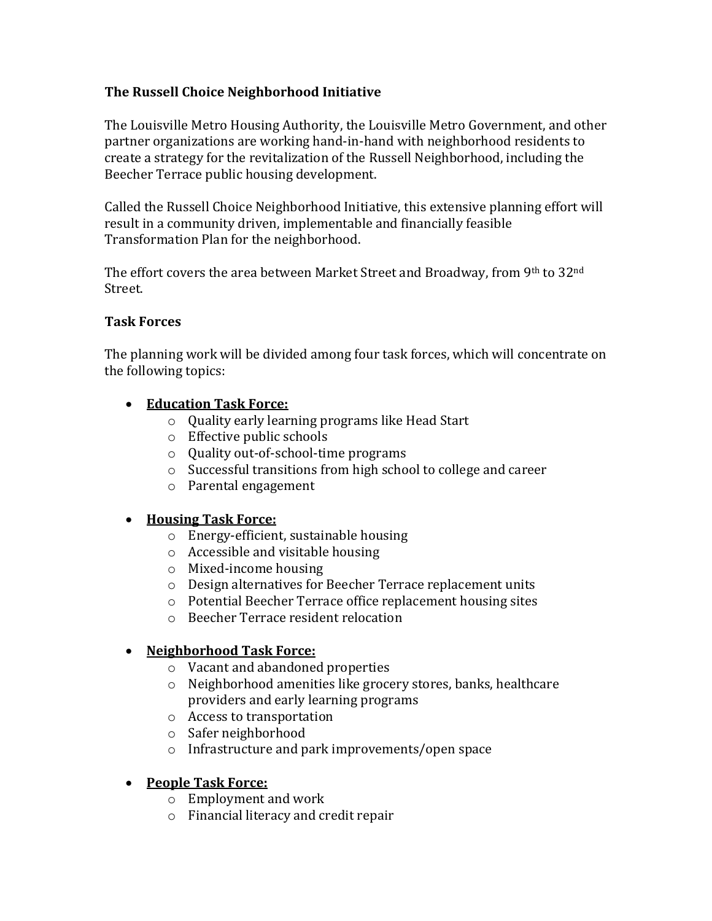**The Russell Choice Neighborhood Initiative**

The Louisville Metro Housing Authority, the Louisville Metro Government, and other partner organizations are working hand-in-hand with neighborhood residents to create a strategy for the revitalization of the Russell Neighborhood, including the Beecher Terrace public housing development.

Called the Russell Choice Neighborhood Initiative, this extensive planning effort will result in a community driven, implementable and financially feasible Transformation Plan for the neighborhood.

The effort covers the area between Market Street and Broadway, from 9th to 32nd Street.

**Task Forces**

The planning work will be divided among four task forces, which will concentrate on the following topics:

- **Education Task Force:**
  - Quality early learning programs like Head Start
  - Effective public schools
  - Quality out-of-school-time programs
  - Successful transitions from high school to college and career
  - Parental engagement

- **Housing Task Force:**
  - Energy-efficient, sustainable housing
  - Accessible and visitable housing
  - Mixed-income housing
  - Design alternatives for Beecher Terrace replacement units
  - Potential Beecher Terrace office replacement housing sites
  - Beecher Terrace resident relocation

- **Neighborhood Task Force:**
  - Vacant and abandoned properties
  - Neighborhood amenities like grocery stores, banks, healthcare providers and early learning programs
  - Access to transportation
  - Safer neighborhood
  - Infrastructure and park improvements/open space

- **People Task Force:**
  - Employment and work
  - Financial literacy and credit repair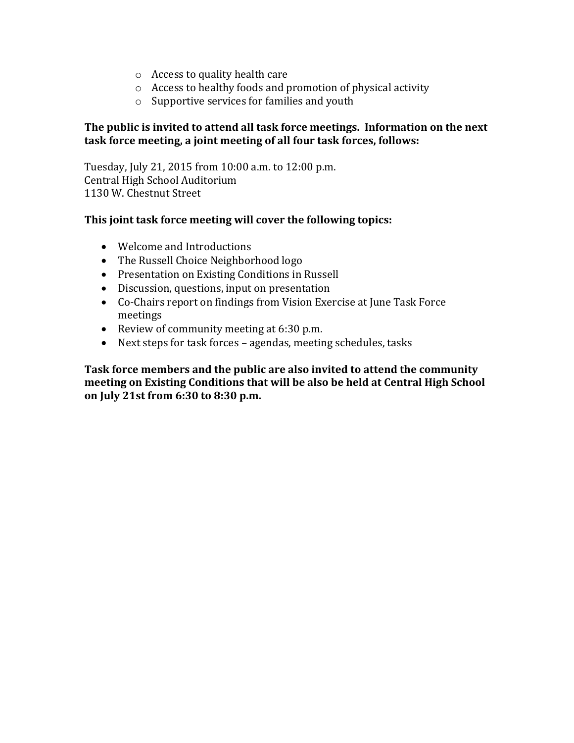- Access to quality health care
  - Access to healthy foods and promotion of physical activity
  - Supportive services for families and youth

**The public is invited to attend all task force meetings. Information on the next task force meeting, a joint meeting of all four task forces, follows:**

Tuesday, July 21, 2015 from 10:00 a.m. to 12:00 p.m.
Central High School Auditorium
1130 W. Chestnut Street

**This joint task force meeting will cover the following topics:**

- Welcome and Introductions
- The Russell Choice Neighborhood logo
- Presentation on Existing Conditions in Russell
- Discussion, questions, input on presentation
- Co-Chairs report on findings from Vision Exercise at June Task Force meetings
- Review of community meeting at 6:30 p.m.
- Next steps for task forces – agendas, meeting schedules, tasks

**Task force members and the public are also invited to attend the community meeting on Existing Conditions that will be also be held at Central High School on July 21st from 6:30 to 8:30 p.m.**